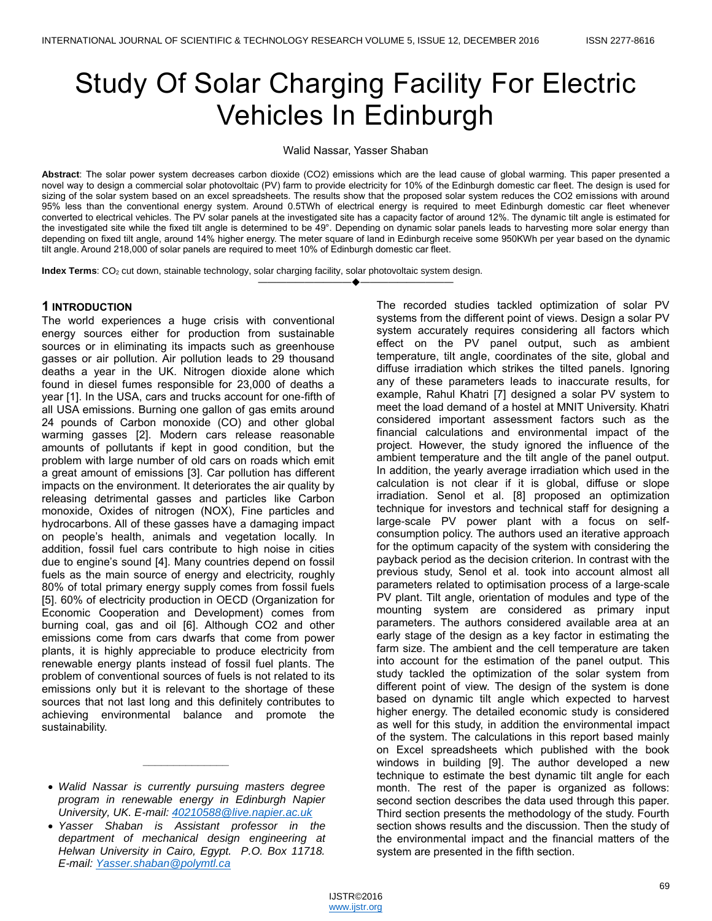# Study Of Solar Charging Facility For Electric Vehicles In Edinburgh

Walid Nassar, Yasser Shaban

**Abstract**: The solar power system decreases carbon dioxide (CO2) emissions which are the lead cause of global warming. This paper presented a novel way to design a commercial solar photovoltaic (PV) farm to provide electricity for 10% of the Edinburgh domestic car fleet. The design is used for sizing of the solar system based on an excel spreadsheets. The results show that the proposed solar system reduces the CO2 emissions with around 95% less than the conventional energy system. Around 0.5TWh of electrical energy is required to meet Edinburgh domestic car fleet whenever converted to electrical vehicles. The PV solar panels at the investigated site has a capacity factor of around 12%. The dynamic tilt angle is estimated for the investigated site while the fixed tilt angle is determined to be 49°. Depending on dynamic solar panels leads to harvesting more solar energy than depending on fixed tilt angle, around 14% higher energy. The meter square of land in Edinburgh receive some 950KWh per year based on the dynamic tilt angle. Around 218,000 of solar panels are required to meet 10% of Edinburgh domestic car fleet.

**Index Terms**: $CO_2$ cut down, stainable technology, solar charging facility, solar photovoltaic system design.

---

## 1 INTRODUCTION

The world experiences a huge crisis with conventional energy sources either for production from sustainable sources or in eliminating its impacts such as greenhouse gasses or air pollution. Air pollution leads to 29 thousand deaths a year in the UK. Nitrogen dioxide alone which found in diesel fumes responsible for 23,000 of deaths a year [1]. In the USA, cars and trucks account for one-fifth of all USA emissions. Burning one gallon of gas emits around 24 pounds of Carbon monoxide (CO) and other global warming gasses [2]. Modern cars release reasonable amounts of pollutants if kept in good condition, but the problem with large number of old cars on roads which emit a great amount of emissions [3]. Car pollution has different impacts on the environment. It deteriorates the air quality by releasing detrimental gasses and particles like Carbon monoxide, Oxides of nitrogen (NOX), Fine particles and hydrocarbons. All of these gasses have a damaging impact on people's health, animals and vegetation locally. In addition, fossil fuel cars contribute to high noise in cities due to engine's sound [4]. Many countries depend on fossil fuels as the main source of energy and electricity, roughly 80% of total primary energy supply comes from fossil fuels [5]. 60% of electricity production in OECD (Organization for Economic Cooperation and Development) comes from burning coal, gas and oil [6]. Although CO2 and other emissions come from cars dwarfs that come from power plants, it is highly appreciable to produce electricity from renewable energy plants instead of fossil fuel plants. The problem of conventional sources of fuels is not related to its emissions only but it is relevant to the shortage of these sources that not last long and this definitely contributes to achieving environmental balance and promote the sustainability.

The recorded studies tackled optimization of solar PV systems from the different point of views. Design a solar PV system accurately requires considering all factors which effect on the PV panel output, such as ambient temperature, tilt angle, coordinates of the site, global and diffuse irradiation which strikes the tilted panels. Ignoring any of these parameters leads to inaccurate results, for example, Rahul Khatri [7] designed a solar PV system to meet the load demand of a hostel at MNIT University. Khatri considered important assessment factors such as the financial calculations and environmental impact of the project. However, the study ignored the influence of the ambient temperature and the tilt angle of the panel output. In addition, the yearly average irradiation which used in the calculation is not clear if it is global, diffuse or slope irradiation. Senol et al. [8] proposed an optimization technique for investors and technical staff for designing a large-scale PV power plant with a focus on self-consumption policy. The authors used an iterative approach for the optimum capacity of the system with considering the payback period as the decision criterion. In contrast with the previous study, Senol et al. took into account almost all parameters related to optimisation process of a large-scale PV plant. Tilt angle, orientation of modules and type of the mounting system are considered as primary input parameters. The authors considered available area at an early stage of the design as a key factor in estimating the farm size. The ambient and the cell temperature are taken into account for the estimation of the panel output. This study tackled the optimization of the solar system from different point of view. The design of the system is done based on dynamic tilt angle which expected to harvest higher energy. The detailed economic study is considered as well for this study, in addition the environmental impact of the system. The calculations in this report based mainly on Excel spreadsheets which published with the book windows in building [9]. The author developed a new technique to estimate the best dynamic tilt angle for each month. The rest of the paper is organized as follows: second section describes the data used through this paper. Third section presents the methodology of the study. Fourth section shows results and the discussion. Then the study of the environmental impact and the financial matters of the system are presented in the fifth section.

---

- *Walid Nassar is currently pursuing masters degree program in renewable energy in Edinburgh Napier University, UK. E-mail: 40210588@live.napier.ac.uk*
- *Yasser Shaban is Assistant professor in the department of mechanical design engineering at Helwan University in Cairo, Egypt. P.O. Box 11718. E-mail: Yasser.shaban@polymtl.ca*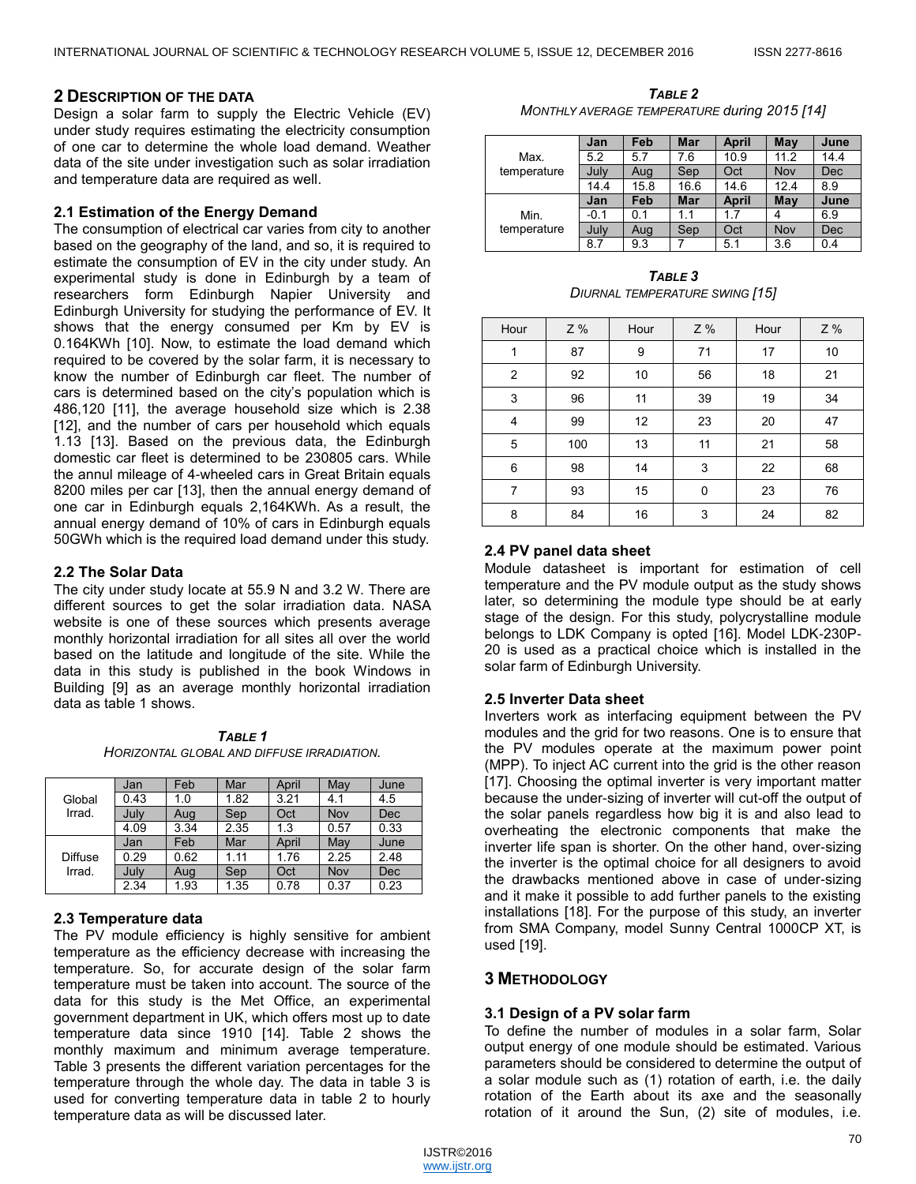## 2 DESCRIPTION OF THE DATA

Design a solar farm to supply the Electric Vehicle (EV) under study requires estimating the electricity consumption of one car to determine the whole load demand. Weather data of the site under investigation such as solar irradiation and temperature data are required as well.

### 2.1 Estimation of the Energy Demand

The consumption of electrical car varies from city to another based on the geography of the land, and so, it is required to estimate the consumption of EV in the city under study. An experimental study is done in Edinburgh by a team of researchers form Edinburgh Napier University and Edinburgh University for studying the performance of EV. It shows that the energy consumed per Km by EV is 0.164KWh [10]. Now, to estimate the load demand which required to be covered by the solar farm, it is necessary to know the number of Edinburgh car fleet. The number of cars is determined based on the city's population which is 486,120 [11], the average household size which is 2.38 [12], and the number of cars per household which equals 1.13 [13]. Based on the previous data, the Edinburgh domestic car fleet is determined to be 230805 cars. While the annul mileage of 4-wheeled cars in Great Britain equals 8200 miles per car [13], then the annual energy demand of one car in Edinburgh equals 2,164KWh. As a result, the annual energy demand of 10% of cars in Edinburgh equals 50GWh which is the required load demand under this study.

### 2.2 The Solar Data

The city under study locate at 55.9 N and 3.2 W. There are different sources to get the solar irradiation data. NASA website is one of these sources which presents average monthly horizontal irradiation for all sites all over the world based on the latitude and longitude of the site. While the data in this study is published in the book Windows in Building [9] as an average monthly horizontal irradiation data as table 1 shows.

***TABLE 1***
*HORIZONTAL GLOBAL AND DIFFUSE IRRADIATION.*

| | | | | | | |
|---|---|---|---|---|---|---|
| Global Irrad. | Jan | Feb | Mar | April | May | June |
| | 0.43 | 1.0 | 1.82 | 3.21 | 4.1 | 4.5 |
| | July | Aug | Sep | Oct | Nov | Dec |
| | 4.09 | 3.34 | 2.35 | 1.3 | 0.57 | 0.33 |
| Diffuse Irrad. | Jan | Feb | Mar | April | May | June |
| | 0.29 | 0.62 | 1.11 | 1.76 | 2.25 | 2.48 |
| | July | Aug | Sep | Oct | Nov | Dec |
| | 2.34 | 1.93 | 1.35 | 0.78 | 0.37 | 0.23 |

### 2.3 Temperature data

The PV module efficiency is highly sensitive for ambient temperature as the efficiency decrease with increasing the temperature. So, for accurate design of the solar farm temperature must be taken into account. The source of the data for this study is the Met Office, an experimental government department in UK, which offers most up to date temperature data since 1910 [14]. Table 2 shows the monthly maximum and minimum average temperature. Table 3 presents the different variation percentages for the temperature through the whole day. The data in table 3 is used for converting temperature data in table 2 to hourly temperature data as will be discussed later.

***TABLE 2***
*MONTHLY AVERAGE TEMPERATURE during 2015 [14]*

| | | | | | | |
|---|---|---|---|---|---|---|
| Max. temperature | **Jan** | **Feb** | **Mar** | **April** | **May** | **June** |
| | 5.2 | 5.7 | 7.6 | 10.9 | 11.2 | 14.4 |
| | July | Aug | Sep | Oct | Nov | Dec |
| | 14.4 | 15.8 | 16.6 | 14.6 | 12.4 | 8.9 |
| Min. temperature | **Jan** | **Feb** | **Mar** | **April** | **May** | **June** |
| | -0.1 | 0.1 | 1.1 | 1.7 | 4 | 6.9 |
| | July | Aug | Sep | Oct | Nov | Dec |
| | 8.7 | 9.3 | 7 | 5.1 | 3.6 | 0.4 |

***TABLE 3***
*DIURNAL TEMPERATURE SWING [15]*

| Hour | Z % | Hour | Z % | Hour | Z % |
|---|---|---|---|---|---|
| 1 | 87 | 9 | 71 | 17 | 10 |
| 2 | 92 | 10 | 56 | 18 | 21 |
| 3 | 96 | 11 | 39 | 19 | 34 |
| 4 | 99 | 12 | 23 | 20 | 47 |
| 5 | 100 | 13 | 11 | 21 | 58 |
| 6 | 98 | 14 | 3 | 22 | 68 |
| 7 | 93 | 15 | 0 | 23 | 76 |
| 8 | 84 | 16 | 3 | 24 | 82 |

### 2.4 PV panel data sheet

Module datasheet is important for estimation of cell temperature and the PV module output as the study shows later, so determining the module type should be at early stage of the design. For this study, polycrystalline module belongs to LDK Company is opted [16]. Model LDK-230P-20 is used as a practical choice which is installed in the solar farm of Edinburgh University.

### 2.5 Inverter Data sheet

Inverters work as interfacing equipment between the PV modules and the grid for two reasons. One is to ensure that the PV modules operate at the maximum power point (MPP). To inject AC current into the grid is the other reason [17]. Choosing the optimal inverter is very important matter because the under-sizing of inverter will cut-off the output of the solar panels regardless how big it is and also lead to overheating the electronic components that make the inverter life span is shorter. On the other hand, over-sizing the inverter is the optimal choice for all designers to avoid the drawbacks mentioned above in case of under-sizing and it make it possible to add further panels to the existing installations [18]. For the purpose of this study, an inverter from SMA Company, model Sunny Central 1000CP XT, is used [19].

## 3 METHODOLOGY

### 3.1 Design of a PV solar farm

To define the number of modules in a solar farm, Solar output energy of one module should be estimated. Various parameters should be considered to determine the output of a solar module such as (1) rotation of earth, i.e. the daily rotation of the Earth about its axe and the seasonally rotation of it around the Sun, (2) site of modules, i.e.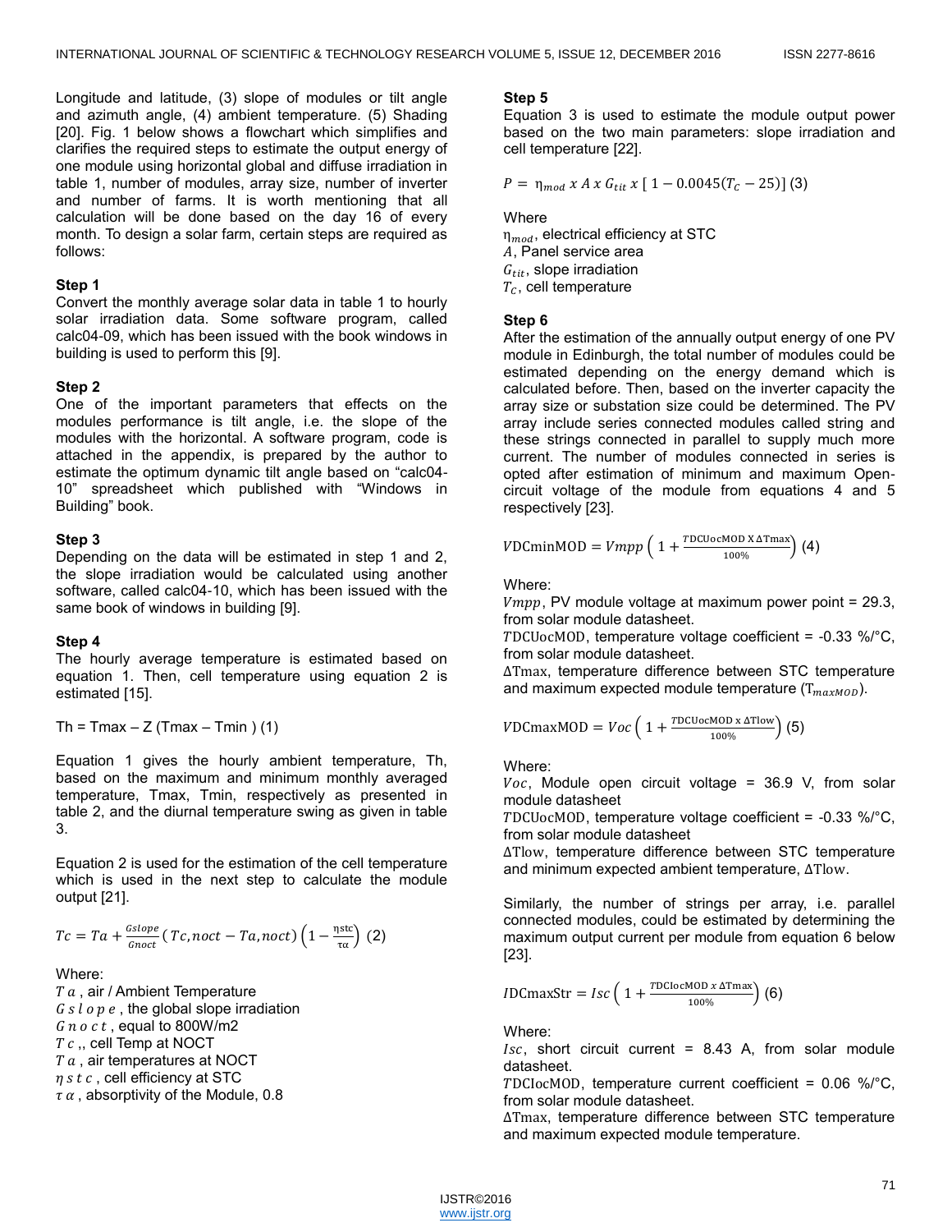Longitude and latitude, (3) slope of modules or tilt angle and azimuth angle, (4) ambient temperature. (5) Shading [20]. Fig. 1 below shows a flowchart which simplifies and clarifies the required steps to estimate the output energy of one module using horizontal global and diffuse irradiation in table 1, number of modules, array size, number of inverter and number of farms. It is worth mentioning that all calculation will be done based on the day 16 of every month. To design a solar farm, certain steps are required as follows:

**Step 1**

Convert the monthly average solar data in table 1 to hourly solar irradiation data. Some software program, called calc04-09, which has been issued with the book windows in building is used to perform this [9].

**Step 2**

One of the important parameters that effects on the modules performance is tilt angle, i.e. the slope of the modules with the horizontal. A software program, code is attached in the appendix, is prepared by the author to estimate the optimum dynamic tilt angle based on “calc04-10” spreadsheet which published with “Windows in Building” book.

**Step 3**

Depending on the data will be estimated in step 1 and 2, the slope irradiation would be calculated using another software, called calc04-10, which has been issued with the same book of windows in building [9].

**Step 4**

The hourly average temperature is estimated based on equation 1. Then, cell temperature using equation 2 is estimated [15].

$$Th = Tmax - Z\ (Tmax - Tmin\ )\ (1)$$

Equation 1 gives the hourly ambient temperature, Th, based on the maximum and minimum monthly averaged temperature, Tmax, Tmin, respectively as presented in table 2, and the diurnal temperature swing as given in table 3.

Equation 2 is used for the estimation of the cell temperature which is used in the next step to calculate the module output [21].

$$Tc = Ta + \frac{Gslope}{Gnoct}\left(Tc,noct - Ta,noct\right)\left(1 - \frac{\eta stc}{\tau\alpha}\right)\ (2)$$

Where:

$Ta$, air / Ambient Temperature

$Gslope$, the global slope irradiation

$Gnoct$, equal to 800W/m2

$Tc$,, cell Temp at NOCT

$Ta$, air temperatures at NOCT

$\eta stc$, cell efficiency at STC

$\tau\alpha$, absorptivity of the Module, 0.8

**Step 5**

Equation 3 is used to estimate the module output power based on the two main parameters: slope irradiation and cell temperature [22].

$$P = \eta_{mod}\ x\ A\ x\ G_{tit}\ x\ [\ 1 - 0.0045(T_C - 25)]\ (3)$$

Where

$\eta_{mod}$, electrical efficiency at STC

$A$, Panel service area

$G_{tit}$, slope irradiation

$T_C$, cell temperature

**Step 6**

After the estimation of the annually output energy of one PV module in Edinburgh, the total number of modules could be estimated depending on the energy demand which is calculated before. Then, based on the inverter capacity the array size or substation size could be determined. The PV array include series connected modules called string and these strings connected in parallel to supply much more current. The number of modules connected in series is opted after estimation of minimum and maximum Open-circuit voltage of the module from equations 4 and 5 respectively [23].

$$VDCminMOD = Vmpp\left(1 + \frac{TDCUocMOD\ X\ \Delta Tmax}{100\%}\right)\ (4)$$

Where:

$Vmpp$, PV module voltage at maximum power point = 29.3, from solar module datasheet.

$TDCUocMOD$, temperature voltage coefficient = -0.33 %/°C, from solar module datasheet.

$\Delta Tmax$, temperature difference between STC temperature and maximum expected module temperature ($T_{maxMOD}$).

$$VDCmaxMOD = Voc\left(1 + \frac{TDCUocMOD\ x\ \Delta Tlow}{100\%}\right)\ (5)$$

Where:

$Voc$, Module open circuit voltage = 36.9 V, from solar module datasheet

$TDCUocMOD$, temperature voltage coefficient = -0.33 %/°C, from solar module datasheet

$\Delta Tlow$, temperature difference between STC temperature and minimum expected ambient temperature, $\Delta Tlow$.

Similarly, the number of strings per array, i.e. parallel connected modules, could be estimated by determining the maximum output current per module from equation 6 below [23].

$$IDCmaxStr = Isc\left(1 + \frac{TDCIocMOD\ x\ \Delta Tmax}{100\%}\right)\ (6)$$

Where:

$Isc$, short circuit current = 8.43 A, from solar module datasheet.

$TDCIocMOD$, temperature current coefficient = 0.06 %/°C, from solar module datasheet.

$\Delta Tmax$, temperature difference between STC temperature and maximum expected module temperature.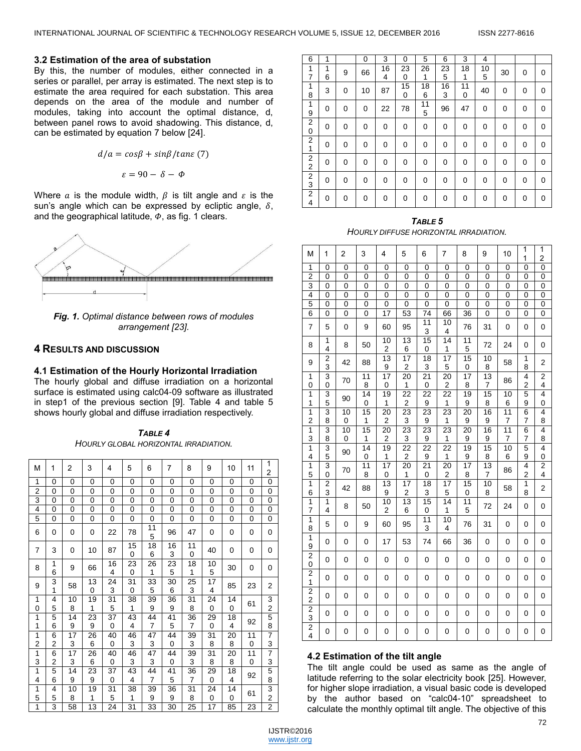### 3.2 Estimation of the area of substation

By this, the number of modules, either connected in a series or parallel, per array is estimated. The next step is to estimate the area required for each substation. This area depends on the area of the module and number of modules, taking into account the optimal distance, d, between panel rows to avoid shadowing. This distance, d, can be estimated by equation 7 below [24].

$$d/a = cos\beta + sin\beta/tan\varepsilon \ (7)$$

$$\varepsilon = 90 - \delta - \Phi$$

Where $a$ is the module width, $\beta$ is tilt angle and $\varepsilon$ is the sun's angle which can be expressed by ecliptic angle, $\delta$, and the geographical latitude, $\Phi$, as fig. 1 clears.

***Fig. 1.*** *Optimal distance between rows of modules arrangement [23].*

## 4 RESULTS AND DISCUSSION

### 4.1 Estimation of the Hourly Horizontal Irradiation

The hourly global and diffuse irradiation on a horizontal surface is estimated using calc04-09 software as illustrated in step1 of the previous section [9]. Table 4 and table 5 shows hourly global and diffuse irradiation respectively.

***TABLE 4***
*HOURLY GLOBAL HORIZONTAL IRRADIATION.*

| M | 1 | 2 | 3 | 4 | 5 | 6 | 7 | 8 | 9 | 10 | 11 | 12 |
|---|---|---|---|---|---|---|---|---|---|---|---|---|
| 1 | 0 | 0 | 0 | 0 | 0 | 0 | 0 | 0 | 0 | 0 | 0 | 0 |
| 2 | 0 | 0 | 0 | 0 | 0 | 0 | 0 | 0 | 0 | 0 | 0 | 0 |
| 3 | 0 | 0 | 0 | 0 | 0 | 0 | 0 | 0 | 0 | 0 | 0 | 0 |
| 4 | 0 | 0 | 0 | 0 | 0 | 0 | 0 | 0 | 0 | 0 | 0 | 0 |
| 5 | 0 | 0 | 0 | 0 | 0 | 0 | 0 | 0 | 0 | 0 | 0 | 0 |
| 6 | 0 | 0 | 0 | 22 | 78 | 115 | 96 | 47 | 0 | 0 | 0 | 0 |
| 7 | 3 | 0 | 10 | 87 | 150 | 186 | 163 | 110 | 40 | 0 | 0 | 0 |
| 8 | 16 | 9 | 66 | 164 | 230 | 261 | 235 | 181 | 105 | 30 | 0 | 0 |
| 9 | 31 | 58 | 130 | 243 | 310 | 335 | 306 | 253 | 174 | 85 | 23 | 2 |
| 10 | 45 | 108 | 191 | 315 | 381 | 399 | 369 | 318 | 240 | 140 | 61 | 32 |
| 11 | 56 | 149 | 239 | 370 | 434 | 447 | 415 | 367 | 290 | 184 | 92 | 58 |
| 12 | 62 | 173 | 266 | 400 | 463 | 473 | 440 | 393 | 318 | 208 | 110 | 73 |
| 13 | 62 | 173 | 266 | 400 | 463 | 473 | 440 | 393 | 318 | 208 | 110 | 73 |
| 14 | 56 | 149 | 239 | 370 | 434 | 447 | 415 | 367 | 290 | 184 | 92 | 58 |
| 15 | 45 | 108 | 191 | 315 | 381 | 399 | 369 | 318 | 240 | 140 | 61 | 32 |
| 16 | 31 | 58 | 130 | 243 | 310 | 335 | 306 | 253 | 174 | 85 | 23 | 2 |
| 17 | 16 | 9 | 66 | 164 | 230 | 261 | 235 | 181 | 105 | 30 | 0 | 0 |
| 18 | 3 | 0 | 10 | 87 | 150 | 186 | 163 | 110 | 40 | 0 | 0 | 0 |
| 19 | 0 | 0 | 0 | 22 | 78 | 115 | 96 | 47 | 0 | 0 | 0 | 0 |
| 20 | 0 | 0 | 0 | 0 | 0 | 0 | 0 | 0 | 0 | 0 | 0 | 0 |
| 21 | 0 | 0 | 0 | 0 | 0 | 0 | 0 | 0 | 0 | 0 | 0 | 0 |
| 22 | 0 | 0 | 0 | 0 | 0 | 0 | 0 | 0 | 0 | 0 | 0 | 0 |
| 23 | 0 | 0 | 0 | 0 | 0 | 0 | 0 | 0 | 0 | 0 | 0 | 0 |
| 24 | 0 | 0 | 0 | 0 | 0 | 0 | 0 | 0 | 0 | 0 | 0 | 0 |

***TABLE 5***
*HOURLY DIFFUSE HORIZONTAL IRRADIATION.*

| M | 1 | 2 | 3 | 4 | 5 | 6 | 7 | 8 | 9 | 10 | 11 | 12 |
|---|---|---|---|---|---|---|---|---|---|---|---|---|
| 1 | 0 | 0 | 0 | 0 | 0 | 0 | 0 | 0 | 0 | 0 | 0 | 0 |
| 2 | 0 | 0 | 0 | 0 | 0 | 0 | 0 | 0 | 0 | 0 | 0 | 0 |
| 3 | 0 | 0 | 0 | 0 | 0 | 0 | 0 | 0 | 0 | 0 | 0 | 0 |
| 4 | 0 | 0 | 0 | 0 | 0 | 0 | 0 | 0 | 0 | 0 | 0 | 0 |
| 5 | 0 | 0 | 0 | 0 | 0 | 0 | 0 | 0 | 0 | 0 | 0 | 0 |
| 6 | 0 | 0 | 0 | 17 | 53 | 74 | 66 | 36 | 0 | 0 | 0 | 0 |
| 7 | 5 | 0 | 9 | 60 | 95 | 113 | 104 | 76 | 31 | 0 | 0 | 0 |
| 8 | 14 | 8 | 50 | 102 | 136 | 150 | 141 | 115 | 72 | 24 | 0 | 0 |
| 9 | 23 | 42 | 88 | 139 | 172 | 183 | 175 | 150 | 108 | 58 | 18 | 2 |
| 10 | 30 | 70 | 118 | 170 | 201 | 210 | 202 | 178 | 137 | 86 | 42 | 24 |
| 11 | 35 | 90 | 140 | 191 | 222 | 229 | 221 | 199 | 158 | 106 | 59 | 40 |
| 12 | 38 | 100 | 151 | 202 | 233 | 239 | 231 | 209 | 169 | 117 | 67 | 48 |
| 13 | 38 | 100 | 151 | 202 | 233 | 239 | 231 | 209 | 169 | 117 | 67 | 48 |
| 14 | 35 | 90 | 140 | 191 | 222 | 229 | 221 | 199 | 158 | 106 | 59 | 40 |
| 15 | 30 | 70 | 118 | 170 | 201 | 210 | 202 | 178 | 137 | 86 | 42 | 24 |
| 16 | 23 | 42 | 88 | 139 | 172 | 183 | 175 | 150 | 108 | 58 | 18 | 2 |
| 17 | 14 | 8 | 50 | 102 | 136 | 150 | 141 | 115 | 72 | 24 | 0 | 0 |
| 18 | 5 | 0 | 9 | 60 | 95 | 113 | 104 | 76 | 31 | 0 | 0 | 0 |
| 19 | 0 | 0 | 0 | 17 | 53 | 74 | 66 | 36 | 0 | 0 | 0 | 0 |
| 20 | 0 | 0 | 0 | 0 | 0 | 0 | 0 | 0 | 0 | 0 | 0 | 0 |
| 21 | 0 | 0 | 0 | 0 | 0 | 0 | 0 | 0 | 0 | 0 | 0 | 0 |
| 22 | 0 | 0 | 0 | 0 | 0 | 0 | 0 | 0 | 0 | 0 | 0 | 0 |
| 23 | 0 | 0 | 0 | 0 | 0 | 0 | 0 | 0 | 0 | 0 | 0 | 0 |
| 24 | 0 | 0 | 0 | 0 | 0 | 0 | 0 | 0 | 0 | 0 | 0 | 0 |

### 4.2 Estimation of the tilt angle

The tilt angle could be used as same as the angle of latitude referring to the solar electricity book [25]. However, for higher slope irradiation, a visual basic code is developed by the author based on "calc04-10" spreadsheet to calculate the monthly optimal tilt angle. The objective of this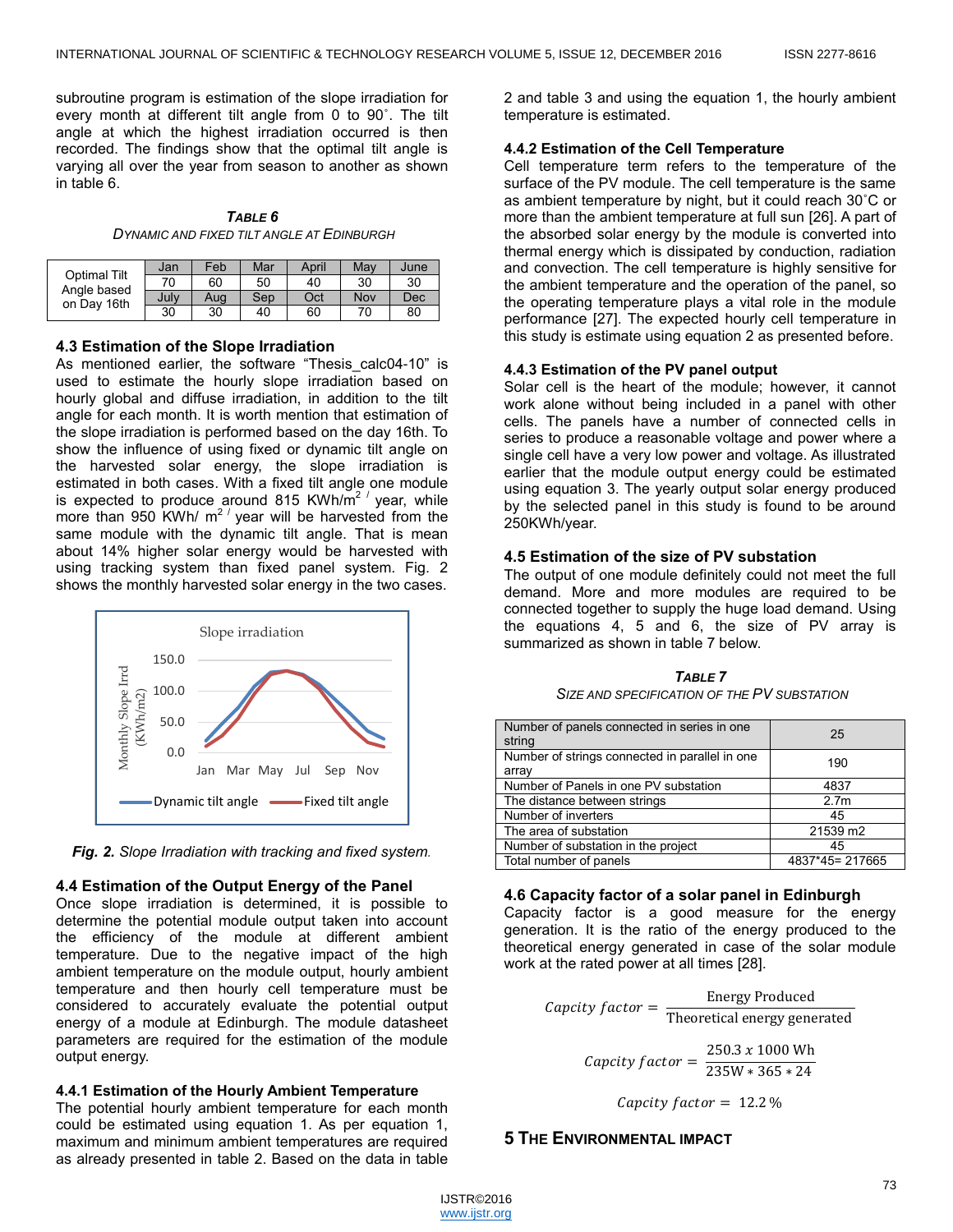subroutine program is estimation of the slope irradiation for every month at different tilt angle from 0 to 90˚. The tilt angle at which the highest irradiation occurred is then recorded. The findings show that the optimal tilt angle is varying all over the year from season to another as shown in table 6.

***TABLE 6***
*DYNAMIC AND FIXED TILT ANGLE AT EDINBURGH*

| Optimal Tilt Angle based on Day 16th | Jan | Feb | Mar | April | May | June |
|---|---|---|---|---|---|---|
| | 70 | 60 | 50 | 40 | 30 | 30 |
| | July | Aug | Sep | Oct | Nov | Dec |
| | 30 | 30 | 40 | 60 | 70 | 80 |

### 4.3 Estimation of the Slope Irradiation

As mentioned earlier, the software "Thesis_calc04-10" is used to estimate the hourly slope irradiation based on hourly global and diffuse irradiation, in addition to the tilt angle for each month. It is worth mention that estimation of the slope irradiation is performed based on the day 16th. To show the influence of using fixed or dynamic tilt angle on the harvested solar energy, the slope irradiation is estimated in both cases. With a fixed tilt angle one module is expected to produce around 815 $KWh/m^2$ / year, while more than 950 $KWh/m^2$ / year will be harvested from the same module with the dynamic tilt angle. That is mean about 14% higher solar energy would be harvested with using tracking system than fixed panel system. Fig. 2 shows the monthly harvested solar energy in the two cases.

***Fig. 2.*** *Slope Irradiation with tracking and fixed system.*

### 4.4 Estimation of the Output Energy of the Panel

Once slope irradiation is determined, it is possible to determine the potential module output taken into account the efficiency of the module at different ambient temperature. Due to the negative impact of the high ambient temperature on the module output, hourly ambient temperature and then hourly cell temperature must be considered to accurately evaluate the potential output energy of a module at Edinburgh. The module datasheet parameters are required for the estimation of the module output energy.

#### 4.4.1 Estimation of the Hourly Ambient Temperature

The potential hourly ambient temperature for each month could be estimated using equation 1. As per equation 1, maximum and minimum ambient temperatures are required as already presented in table 2. Based on the data in table 2 and table 3 and using the equation 1, the hourly ambient temperature is estimated.

#### 4.4.2 Estimation of the Cell Temperature

Cell temperature term refers to the temperature of the surface of the PV module. The cell temperature is the same as ambient temperature by night, but it could reach 30˚C or more than the ambient temperature at full sun [26]. A part of the absorbed solar energy by the module is converted into thermal energy which is dissipated by conduction, radiation and convection. The cell temperature is highly sensitive for the ambient temperature and the operation of the panel, so the operating temperature plays a vital role in the module performance [27]. The expected hourly cell temperature in this study is estimate using equation 2 as presented before.

#### 4.4.3 Estimation of the PV panel output

Solar cell is the heart of the module; however, it cannot work alone without being included in a panel with other cells. The panels have a number of connected cells in series to produce a reasonable voltage and power where a single cell have a very low power and voltage. As illustrated earlier that the module output energy could be estimated using equation 3. The yearly output solar energy produced by the selected panel in this study is found to be around 250KWh/year.

### 4.5 Estimation of the size of PV substation

The output of one module definitely could not meet the full demand. More and more modules are required to be connected together to supply the huge load demand. Using the equations 4, 5 and 6, the size of PV array is summarized as shown in table 7 below.

***TABLE 7***
*SIZE AND SPECIFICATION OF THE PV SUBSTATION*

| | |
|---|---|
| Number of panels connected in series in one string | 25 |
| Number of strings connected in parallel in one array | 190 |
| Number of Panels in one PV substation | 4837 |
| The distance between strings | 2.7m |
| Number of inverters | 45 |
| The area of substation | 21539 m2 |
| Number of substation in the project | 45 |
| Total number of panels | 4837*45= 217665 |

### 4.6 Capacity factor of a solar panel in Edinburgh

Capacity factor is a good measure for the energy generation. It is the ratio of the energy produced to the theoretical energy generated in case of the solar module work at the rated power at all times [28].

$$Capcity\ factor = \frac{\text{Energy Produced}}{\text{Theoretical energy generated}}$$

$$Capcity\ factor = \frac{250.3\ x\ 1000\ \text{Wh}}{235\text{W} * 365 * 24}$$

$$Capcity\ factor = \ 12.2\ \%$$

## 5 THE ENVIRONMENTAL IMPACT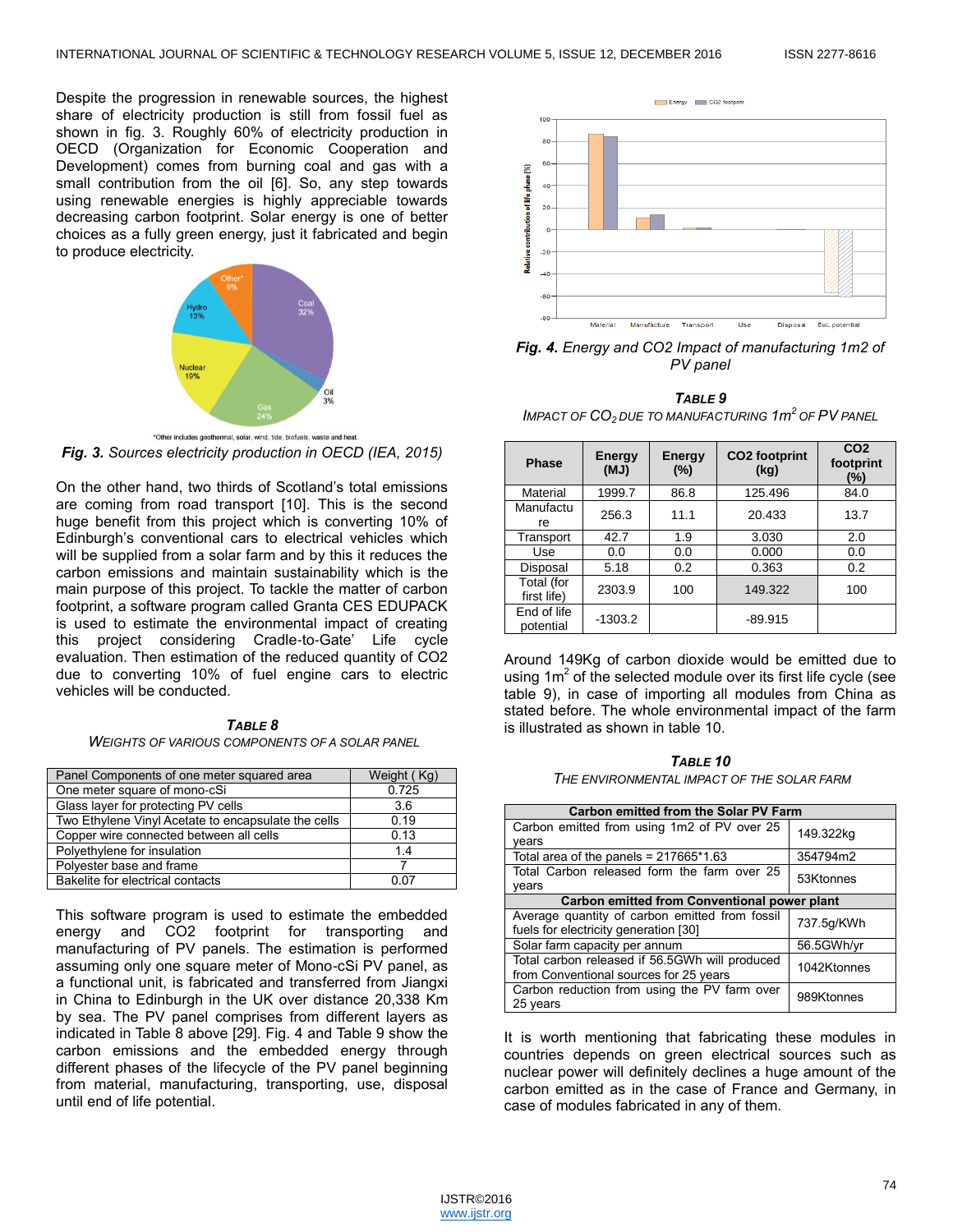Despite the progression in renewable sources, the highest share of electricity production is still from fossil fuel as shown in fig. 3. Roughly 60% of electricity production in OECD (Organization for Economic Cooperation and Development) comes from burning coal and gas with a small contribution from the oil [6]. So, any step towards using renewable energies is highly appreciable towards decreasing carbon footprint. Solar energy is one of better choices as a fully green energy, just it fabricated and begin to produce electricity.

*Other includes geothermal, solar, wind, tide, biofuels, waste and heat.

***Fig. 3.*** *Sources electricity production in OECD (IEA, 2015)*

On the other hand, two thirds of Scotland's total emissions are coming from road transport [10]. This is the second huge benefit from this project which is converting 10% of Edinburgh's conventional cars to electrical vehicles which will be supplied from a solar farm and by this it reduces the carbon emissions and maintain sustainability which is the main purpose of this project. To tackle the matter of carbon footprint, a software program called Granta CES EDUPACK is used to estimate the environmental impact of creating this project considering Cradle-to-Gate' Life cycle evaluation. Then estimation of the reduced quantity of CO2 due to converting 10% of fuel engine cars to electric vehicles will be conducted.

***TABLE 8***

*WEIGHTS OF VARIOUS COMPONENTS OF A SOLAR PANEL*

| Panel Components of one meter squared area | Weight ( Kg) |
|---|---|
| One meter square of mono-cSi | 0.725 |
| Glass layer for protecting PV cells | 3.6 |
| Two Ethylene Vinyl Acetate to encapsulate the cells | 0.19 |
| Copper wire connected between all cells | 0.13 |
| Polyethylene for insulation | 1.4 |
| Polyester base and frame | 7 |
| Bakelite for electrical contacts | 0.07 |

This software program is used to estimate the embedded energy and CO2 footprint for transporting and manufacturing of PV panels. The estimation is performed assuming only one square meter of Mono-cSi PV panel, as a functional unit, is fabricated and transferred from Jiangxi in China to Edinburgh in the UK over distance 20,338 Km by sea. The PV panel comprises from different layers as indicated in Table 8 above [29]. Fig. 4 and Table 9 show the carbon emissions and the embedded energy through different phases of the lifecycle of the PV panel beginning from material, manufacturing, transporting, use, disposal until end of life potential.

***Fig. 4.*** *Energy and CO2 Impact of manufacturing 1m2 of PV panel*

***TABLE 9***

*IMPACT OF $CO_2$ DUE TO MANUFACTURING $1m^2$ OF PV PANEL*

| Phase | Energy (MJ) | Energy (%) | CO2 footprint (kg) | CO2 footprint (%) |
|---|---|---|---|---|
| Material | 1999.7 | 86.8 | 125.496 | 84.0 |
| Manufacture | 256.3 | 11.1 | 20.433 | 13.7 |
| Transport | 42.7 | 1.9 | 3.030 | 2.0 |
| Use | 0.0 | 0.0 | 0.000 | 0.0 |
| Disposal | 5.18 | 0.2 | 0.363 | 0.2 |
| Total (for first life) | 2303.9 | 100 | 149.322 | 100 |
| End of life potential | -1303.2 | | -89.915 | |

Around 149Kg of carbon dioxide would be emitted due to using $1m^2$ of the selected module over its first life cycle (see table 9), in case of importing all modules from China as stated before. The whole environmental impact of the farm is illustrated as shown in table 10.

***TABLE 10***

*THE ENVIRONMENTAL IMPACT OF THE SOLAR FARM*

| Carbon emitted from the Solar PV Farm | |
|---|---|
| Carbon emitted from using 1m2 of PV over 25 years | 149.322kg |
| Total area of the panels = 217665*1.63 | 354794m2 |
| Total Carbon released form the farm over 25 years | 53Ktonnes |
| **Carbon emitted from Conventional power plant** | |
| Average quantity of carbon emitted from fossil fuels for electricity generation [30] | 737.5g/KWh |
| Solar farm capacity per annum | 56.5GWh/yr |
| Total carbon released if 56.5GWh will produced from Conventional sources for 25 years | 1042Ktonnes |
| Carbon reduction from using the PV farm over 25 years | 989Ktonnes |

It is worth mentioning that fabricating these modules in countries depends on green electrical sources such as nuclear power will definitely declines a huge amount of the carbon emitted as in the case of France and Germany, in case of modules fabricated in any of them.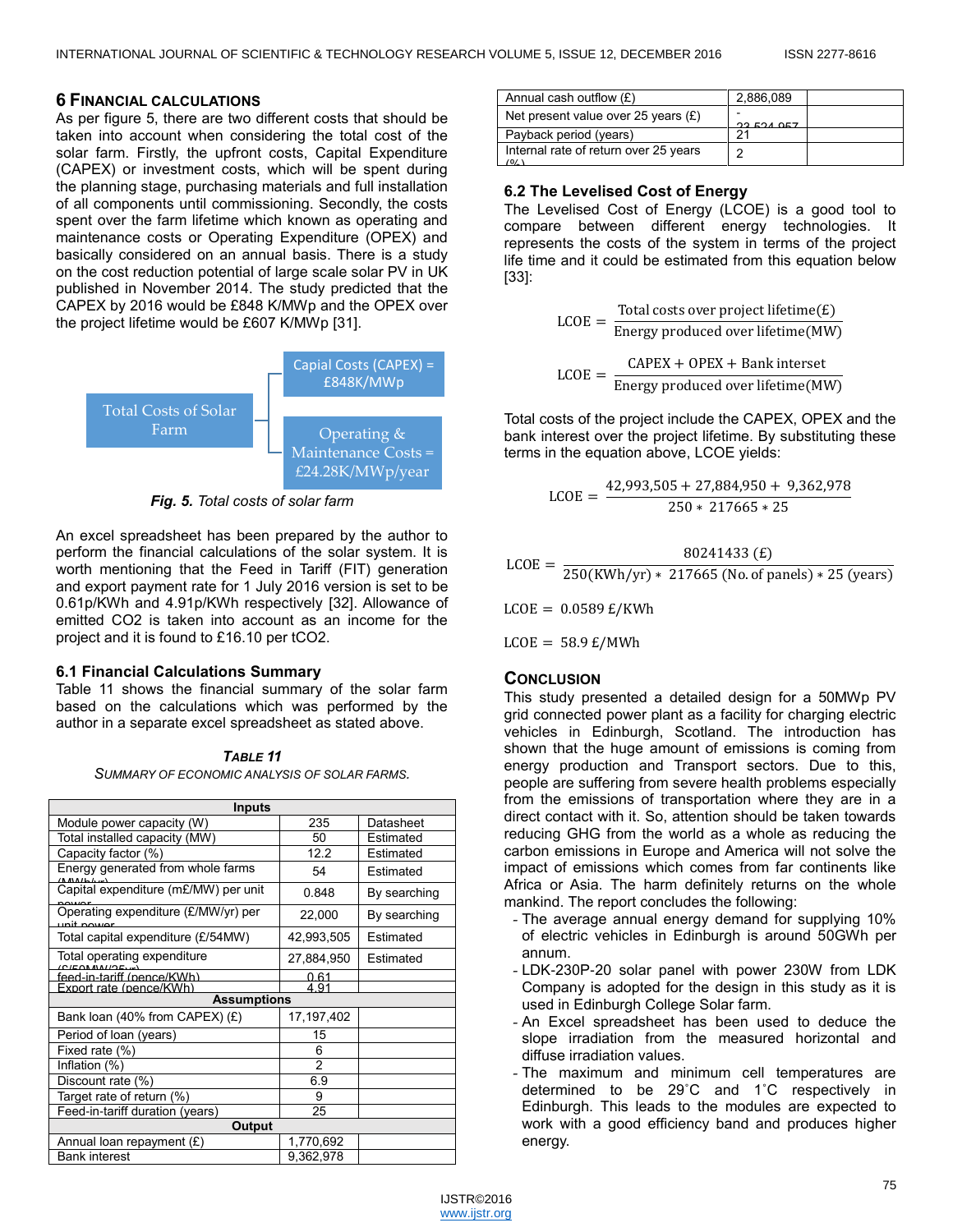## 6 Financial calculations

As per figure 5, there are two different costs that should be taken into account when considering the total cost of the solar farm. Firstly, the upfront costs, Capital Expenditure (CAPEX) or investment costs, which will be spent during the planning stage, purchasing materials and full installation of all components until commissioning. Secondly, the costs spent over the farm lifetime which known as operating and maintenance costs or Operating Expenditure (OPEX) and basically considered on an annual basis. There is a study on the cost reduction potential of large scale solar PV in UK published in November 2014. The study predicted that the CAPEX by 2016 would be £848 K/MWp and the OPEX over the project lifetime would be £607 K/MWp [31].

Total Costs of Solar Farm
- Capial Costs (CAPEX) = £848K/MWp
- Operating & Maintenance Costs = £24.28K/MWp/year

***Fig. 5.*** *Total costs of solar farm*

An excel spreadsheet has been prepared by the author to perform the financial calculations of the solar system. It is worth mentioning that the Feed in Tariff (FIT) generation and export payment rate for 1 July 2016 version is set to be 0.61p/KWh and 4.91p/KWh respectively [32]. Allowance of emitted CO2 is taken into account as an income for the project and it is found to £16.10 per tCO2.

### 6.1 Financial Calculations Summary

Table 11 shows the financial summary of the solar farm based on the calculations which was performed by the author in a separate excel spreadsheet as stated above.

***Table 11***

*Summary of economic analysis of solar farms.*

| Inputs | | |
|---|---|---|
| Module power capacity (W) | 235 | Datasheet |
| Total installed capacity (MW) | 50 | Estimated |
| Capacity factor (%) | 12.2 | Estimated |
| Energy generated from whole farms (MWh/yr) | 54 | Estimated |
| Capital expenditure (m£/MW) per unit power | 0.848 | By searching |
| Operating expenditure (£/MW/yr) per unit power | 22,000 | By searching |
| Total capital expenditure (£/54MW) | 42,993,505 | Estimated |
| Total operating expenditure (£/50MW/25yr) | 27,884,950 | Estimated |
| feed-in-tariff (pence/KWh) | 0.61 | |
| Export rate (pence/KWh) | 4.91 | |
| **Assumptions** | | |
| Bank loan (40% from CAPEX) (£) | 17,197,402 | |
| Period of loan (years) | 15 | |
| Fixed rate (%) | 6 | |
| Inflation (%) | 2 | |
| Discount rate (%) | 6.9 | |
| Target rate of return (%) | 9 | |
| Feed-in-tariff duration (years) | 25 | |
| **Output** | | |
| Annual loan repayment (£) | 1,770,692 | |
| Bank interest | 9,362,978 | |
| Annual cash outflow (£) | 2,886,089 | |
| Net present value over 25 years (£) | -23,524,957 | |
| Payback period (years) | 21 | |
| Internal rate of return over 25 years (%) | 2 | |

### 6.2 The Levelised Cost of Energy

The Levelised Cost of Energy (LCOE) is a good tool to compare between different energy technologies. It represents the costs of the system in terms of the project life time and it could be estimated from this equation below [33]:

$$\text{LCOE} = \frac{\text{Total costs over project lifetime(£)}}{\text{Energy produced over lifetime(MW)}}$$

$$\text{LCOE} = \frac{\text{CAPEX} + \text{OPEX} + \text{Bank interset}}{\text{Energy produced over lifetime(MW)}}$$

Total costs of the project include the CAPEX, OPEX and the bank interest over the project lifetime. By substituting these terms in the equation above, LCOE yields:

$$\text{LCOE} = \frac{42{,}993{,}505 + 27{,}884{,}950 + 9{,}362{,}978}{250 * 217665 * 25}$$

$$\text{LCOE} = \frac{80241433\ (£)}{250(\text{KWh/yr}) * 217665\ (\text{No. of panels}) * 25\ (\text{years})}$$

$$\text{LCOE} = 0.0589\ £/\text{KWh}$$

$$\text{LCOE} = 58.9\ £/\text{MWh}$$

## Conclusion

This study presented a detailed design for a 50MWp PV grid connected power plant as a facility for charging electric vehicles in Edinburgh, Scotland. The introduction has shown that the huge amount of emissions is coming from energy production and Transport sectors. Due to this, people are suffering from severe health problems especially from the emissions of transportation where they are in a direct contact with it. So, attention should be taken towards reducing GHG from the world as a whole as reducing the carbon emissions in Europe and America will not solve the impact of emissions which comes from far continents like Africa or Asia. The harm definitely returns on the whole mankind. The report concludes the following:

- The average annual energy demand for supplying 10% of electric vehicles in Edinburgh is around 50GWh per annum.
- LDK-230P-20 solar panel with power 230W from LDK Company is adopted for the design in this study as it is used in Edinburgh College Solar farm.
- An Excel spreadsheet has been used to deduce the slope irradiation from the measured horizontal and diffuse irradiation values.
- The maximum and minimum cell temperatures are determined to be 29˚C and 1˚C respectively in Edinburgh. This leads to the modules are expected to work with a good efficiency band and produces higher energy.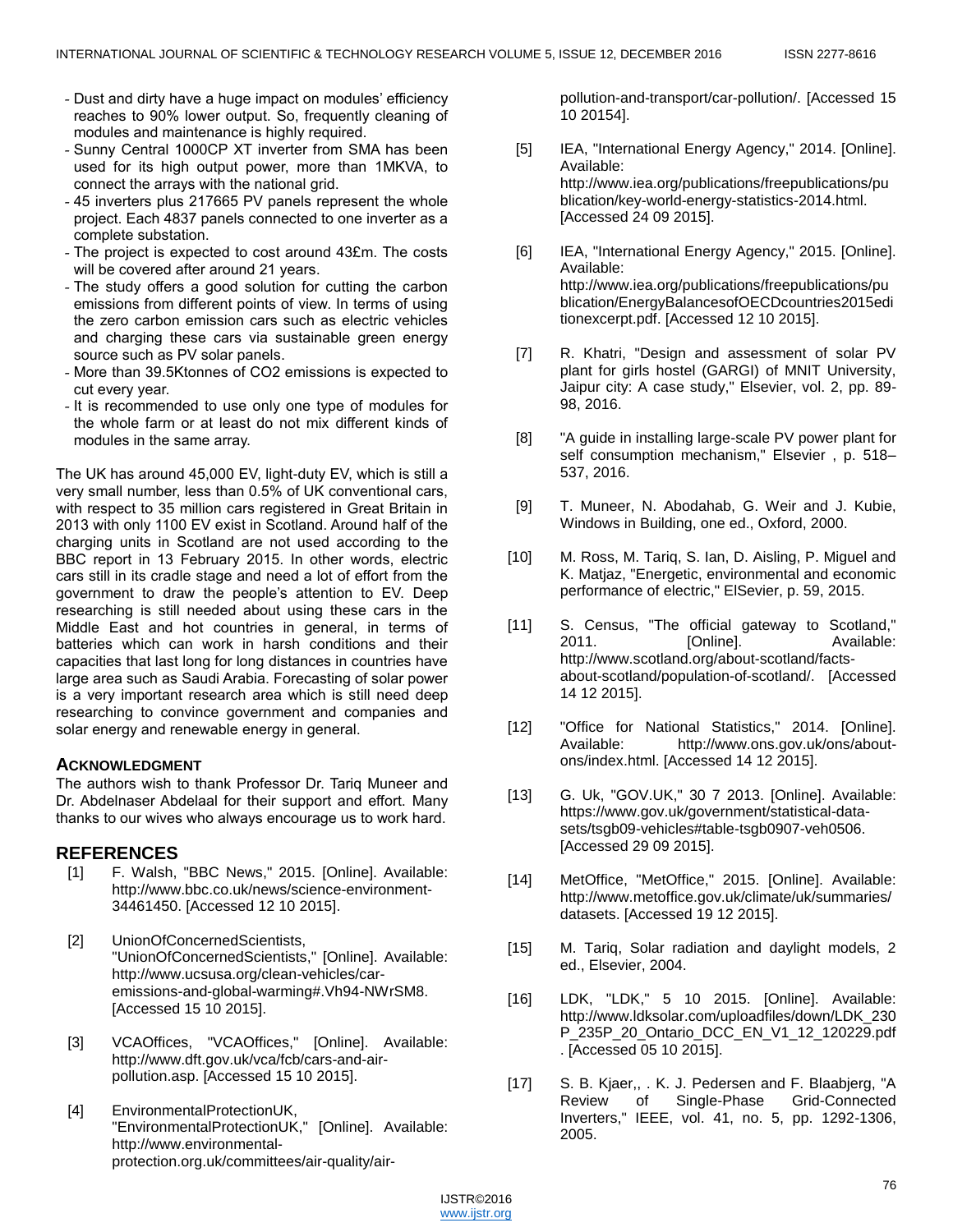- Dust and dirty have a huge impact on modules' efficiency reaches to 90% lower output. So, frequently cleaning of modules and maintenance is highly required.
- Sunny Central 1000CP XT inverter from SMA has been used for its high output power, more than 1MKVA, to connect the arrays with the national grid.
- 45 inverters plus 217665 PV panels represent the whole project. Each 4837 panels connected to one inverter as a complete substation.
- The project is expected to cost around 43£m. The costs will be covered after around 21 years.
- The study offers a good solution for cutting the carbon emissions from different points of view. In terms of using the zero carbon emission cars such as electric vehicles and charging these cars via sustainable green energy source such as PV solar panels.
- More than 39.5Ktonnes of CO2 emissions is expected to cut every year.
- It is recommended to use only one type of modules for the whole farm or at least do not mix different kinds of modules in the same array.

The UK has around 45,000 EV, light-duty EV, which is still a very small number, less than 0.5% of UK conventional cars, with respect to 35 million cars registered in Great Britain in 2013 with only 1100 EV exist in Scotland. Around half of the charging units in Scotland are not used according to the BBC report in 13 February 2015. In other words, electric cars still in its cradle stage and need a lot of effort from the government to draw the people's attention to EV. Deep researching is still needed about using these cars in the Middle East and hot countries in general, in terms of batteries which can work in harsh conditions and their capacities that last long for long distances in countries have large area such as Saudi Arabia. Forecasting of solar power is a very important research area which is still need deep researching to convince government and companies and solar energy and renewable energy in general.

### ACKNOWLEDGMENT

The authors wish to thank Professor Dr. Tariq Muneer and Dr. Abdelnaser Abdelaal for their support and effort. Many thanks to our wives who always encourage us to work hard.

## REFERENCES

[1] F. Walsh, "BBC News," 2015. [Online]. Available: http://www.bbc.co.uk/news/science-environment-34461450. [Accessed 12 10 2015].

[2] UnionOfConcernedScientists, "UnionOfConcernedScientists," [Online]. Available: http://www.ucsusa.org/clean-vehicles/car-emissions-and-global-warming#.Vh94-NWrSM8. [Accessed 15 10 2015].

[3] VCAOffices, "VCAOffices," [Online]. Available: http://www.dft.gov.uk/vca/fcb/cars-and-air-pollution.asp. [Accessed 15 10 2015].

[4] EnvironmentalProtectionUK, "EnvironmentalProtectionUK," [Online]. Available: http://www.environmental-protection.org.uk/committees/air-quality/air-pollution-and-transport/car-pollution/. [Accessed 15 10 20154].

[5] IEA, "International Energy Agency," 2014. [Online]. Available: http://www.iea.org/publications/freepublications/publication/key-world-energy-statistics-2014.html. [Accessed 24 09 2015].

[6] IEA, "International Energy Agency," 2015. [Online]. Available: http://www.iea.org/publications/freepublications/publication/EnergyBalancesofOECDcountries2015editionexcerpt.pdf. [Accessed 12 10 2015].

[7] R. Khatri, "Design and assessment of solar PV plant for girls hostel (GARGI) of MNIT University, Jaipur city: A case study," Elsevier, vol. 2, pp. 89-98, 2016.

[8] "A guide in installing large-scale PV power plant for self consumption mechanism," Elsevier , p. 518–537, 2016.

[9] T. Muneer, N. Abodahab, G. Weir and J. Kubie, Windows in Building, one ed., Oxford, 2000.

[10] M. Ross, M. Tariq, S. Ian, D. Aisling, P. Miguel and K. Matjaz, "Energetic, environmental and economic performance of electric," ElSevier, p. 59, 2015.

[11] S. Census, "The official gateway to Scotland," 2011. [Online]. Available: http://www.scotland.org/about-scotland/facts-about-scotland/population-of-scotland/. [Accessed 14 12 2015].

[12] "Office for National Statistics," 2014. [Online]. Available: http://www.ons.gov.uk/ons/about-ons/index.html. [Accessed 14 12 2015].

[13] G. Uk, "GOV.UK," 30 7 2013. [Online]. Available: https://www.gov.uk/government/statistical-data-sets/tsgb09-vehicles#table-tsgb0907-veh0506. [Accessed 29 09 2015].

[14] MetOffice, "MetOffice," 2015. [Online]. Available: http://www.metoffice.gov.uk/climate/uk/summaries/datasets. [Accessed 19 12 2015].

[15] M. Tariq, Solar radiation and daylight models, 2 ed., Elsevier, 2004.

[16] LDK, "LDK," 5 10 2015. [Online]. Available: http://www.ldksolar.com/uploadfiles/down/LDK_230P_235P_20_Ontario_DCC_EN_V1_12_120229.pdf . [Accessed 05 10 2015].

[17] S. B. Kjaer,, . K. J. Pedersen and F. Blaabjerg, "A Review of Single-Phase Grid-Connected Inverters," IEEE, vol. 41, no. 5, pp. 1292-1306, 2005.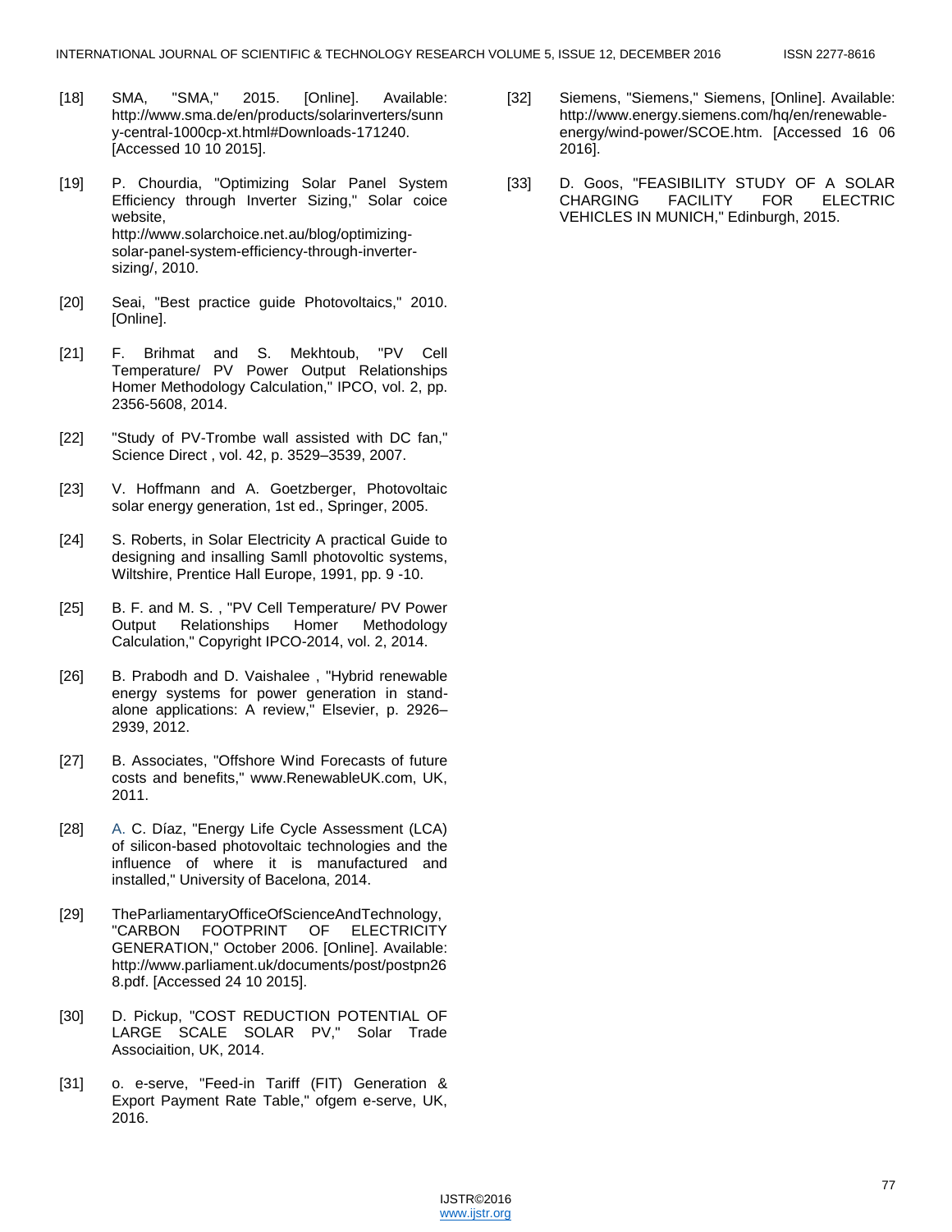[18] SMA, "SMA," 2015. [Online]. Available: http://www.sma.de/en/products/solarinverters/sunny-central-1000cp-xt.html#Downloads-171240. [Accessed 10 10 2015].

[19] P. Chourdia, "Optimizing Solar Panel System Efficiency through Inverter Sizing," Solar coice website, http://www.solarchoice.net.au/blog/optimizing-solar-panel-system-efficiency-through-inverter-sizing/, 2010.

[20] Seai, "Best practice guide Photovoltaics," 2010. [Online].

[21] F. Brihmat and S. Mekhtoub, "PV Cell Temperature/ PV Power Output Relationships Homer Methodology Calculation," IPCO, vol. 2, pp. 2356-5608, 2014.

[22] "Study of PV-Trombe wall assisted with DC fan," Science Direct , vol. 42, p. 3529–3539, 2007.

[23] V. Hoffmann and A. Goetzberger, Photovoltaic solar energy generation, 1st ed., Springer, 2005.

[24] S. Roberts, in Solar Electricity A practical Guide to designing and insalling Samll photovoltic systems, Wiltshire, Prentice Hall Europe, 1991, pp. 9 -10.

[25] B. F. and M. S. , "PV Cell Temperature/ PV Power Output Relationships Homer Methodology Calculation," Copyright IPCO-2014, vol. 2, 2014.

[26] B. Prabodh and D. Vaishalee , "Hybrid renewable energy systems for power generation in stand-alone applications: A review," Elsevier, p. 2926–2939, 2012.

[27] B. Associates, "Offshore Wind Forecasts of future costs and benefits," www.RenewableUK.com, UK, 2011.

[28] A. C. Díaz, "Energy Life Cycle Assessment (LCA) of silicon-based photovoltaic technologies and the influence of where it is manufactured and installed," University of Bacelona, 2014.

[29] TheParliamentaryOfficeOfScienceAndTechnology, "CARBON FOOTPRINT OF ELECTRICITY GENERATION," October 2006. [Online]. Available: http://www.parliament.uk/documents/post/postpn268.pdf. [Accessed 24 10 2015].

[30] D. Pickup, "COST REDUCTION POTENTIAL OF LARGE SCALE SOLAR PV," Solar Trade Associaition, UK, 2014.

[31] o. e-serve, "Feed-in Tariff (FIT) Generation & Export Payment Rate Table," ofgem e-serve, UK, 2016.

[32] Siemens, "Siemens," Siemens, [Online]. Available: http://www.energy.siemens.com/hq/en/renewable-energy/wind-power/SCOE.htm. [Accessed 16 06 2016].

[33] D. Goos, "FEASIBILITY STUDY OF A SOLAR CHARGING FACILITY FOR ELECTRIC VEHICLES IN MUNICH," Edinburgh, 2015.